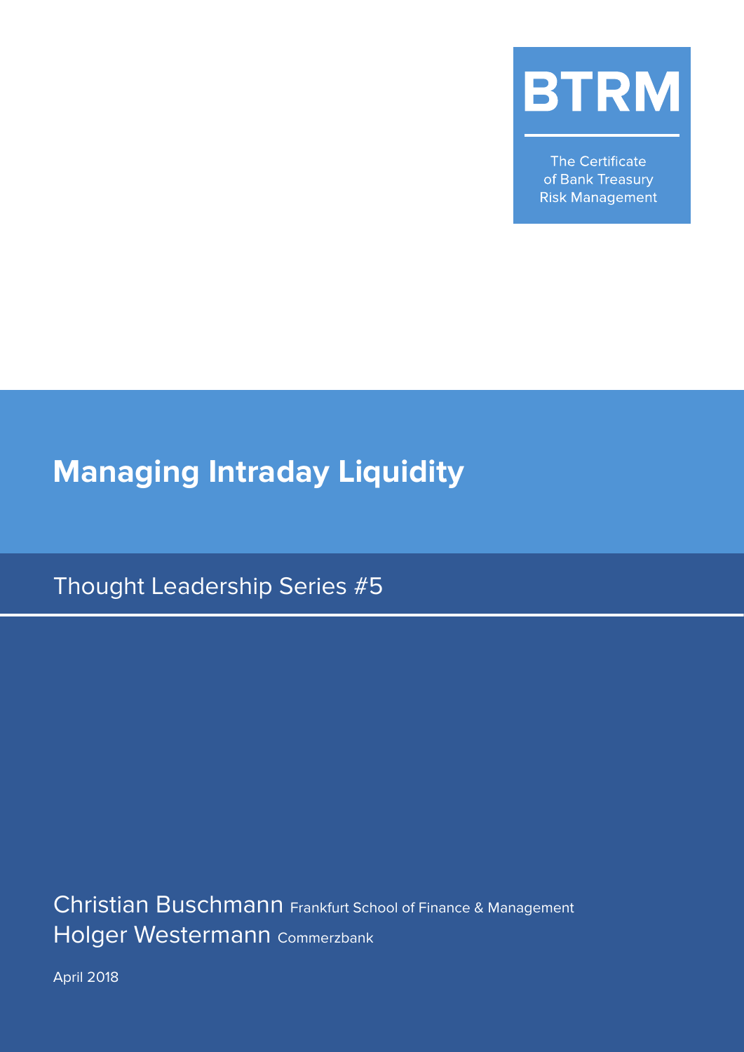**BTRM**

The Certificate of Bank Treasury Risk Management

# Managing Intraday Liquidity

## Thought Leadership Series #5

Christian Buschmann Frankfurt School of Finance & Management
Holger Westermann Commerzbank

April 2018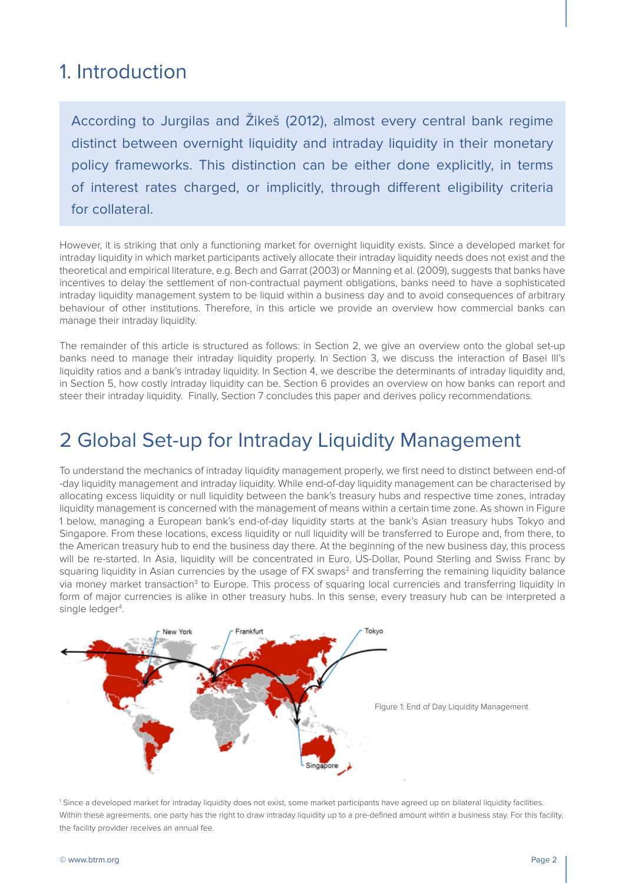# 1. Introduction

According to Jurgilas and Žikeš (2012), almost every central bank regime distinct between overnight liquidity and intraday liquidity in their monetary policy frameworks. This distinction can be either done explicitly, in terms of interest rates charged, or implicitly, through different eligibility criteria for collateral.

However, it is striking that only a functioning market for overnight liquidity exists. Since a developed market for intraday liquidity in which market participants actively allocate their intraday liquidity needs does not exist and the theoretical and empirical literature, e.g. Bech and Garrat (2003) or Manning et al. (2009), suggests that banks have incentives to delay the settlement of non-contractual payment obligations, banks need to have a sophisticated intraday liquidity management system to be liquid within a business day and to avoid consequences of arbitrary behaviour of other institutions. Therefore, in this article we provide an overview how commercial banks can manage their intraday liquidity.

The remainder of this article is structured as follows: in Section 2, we give an overview onto the global set-up banks need to manage their intraday liquidity properly. In Section 3, we discuss the interaction of Basel III's liquidity ratios and a bank's intraday liquidity. In Section 4, we describe the determinants of intraday liquidity and, in Section 5, how costly intraday liquidity can be. Section 6 provides an overview on how banks can report and steer their intraday liquidity. Finally, Section 7 concludes this paper and derives policy recommendations.

# 2 Global Set-up for Intraday Liquidity Management

To understand the mechanics of intraday liquidity management properly, we first need to distinct between end-of-day liquidity management and intraday liquidity. While end-of-day liquidity management can be characterised by allocating excess liquidity or null liquidity between the bank's treasury hubs and respective time zones, intraday liquidity management is concerned with the management of means within a certain time zone. As shown in Figure 1 below, managing a European bank's end-of-day liquidity starts at the bank's Asian treasury hubs Tokyo and Singapore. From these locations, excess liquidity or null liquidity will be transferred to Europe and, from there, to the American treasury hub to end the business day there. At the beginning of the new business day, this process will be re-started. In Asia, liquidity will be concentrated in Euro, US-Dollar, Pound Sterling and Swiss Franc by squaring liquidity in Asian currencies by the usage of FX swaps[2] and transferring the remaining liquidity balance via money market transaction[3] to Europe. This process of squaring local currencies and transferring liquidity in form of major currencies is alike in other treasury hubs. In this sense, every treasury hub can be interpreted a single ledger[4].

Figure 1: End of Day Liquidity Management

[1] Since a developed market for intraday liquidity does not exist, some market participants have agreed up on bilateral liquidity facilities. Within these agreements, one party has the right to draw intraday liquidity up to a pre-defined amount wihtin a business stay. For this facility, the facility provider receives an annual fee.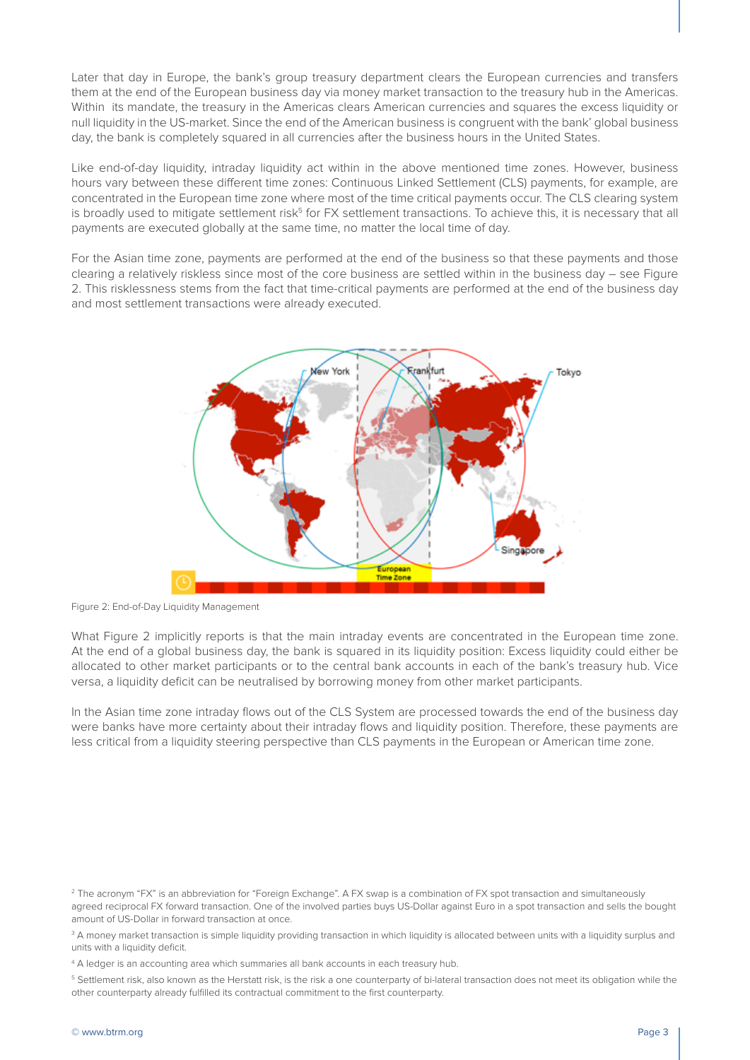Later that day in Europe, the bank's group treasury department clears the European currencies and transfers them at the end of the European business day via money market transaction to the treasury hub in the Americas. Within its mandate, the treasury in the Americas clears American currencies and squares the excess liquidity or null liquidity in the US-market. Since the end of the American business is congruent with the bank' global business day, the bank is completely squared in all currencies after the business hours in the United States.

Like end-of-day liquidity, intraday liquidity act within in the above mentioned time zones. However, business hours vary between these different time zones: Continuous Linked Settlement (CLS) payments, for example, are concentrated in the European time zone where most of the time critical payments occur. The CLS clearing system is broadly used to mitigate settlement risk[5] for FX settlement transactions. To achieve this, it is necessary that all payments are executed globally at the same time, no matter the local time of day.

For the Asian time zone, payments are performed at the end of the business so that these payments and those clearing a relatively riskless since most of the core business are settled within in the business day – see Figure 2. This risklessness stems from the fact that time-critical payments are performed at the end of the business day and most settlement transactions were already executed.

Figure 2: End-of-Day Liquidity Management

What Figure 2 implicitly reports is that the main intraday events are concentrated in the European time zone. At the end of a global business day, the bank is squared in its liquidity position: Excess liquidity could either be allocated to other market participants or to the central bank accounts in each of the bank's treasury hub. Vice versa, a liquidity deficit can be neutralised by borrowing money from other market participants.

In the Asian time zone intraday flows out of the CLS System are processed towards the end of the business day were banks have more certainty about their intraday flows and liquidity position. Therefore, these payments are less critical from a liquidity steering perspective than CLS payments in the European or American time zone.

[2] The acronym "FX" is an abbreviation for "Foreign Exchange". A FX swap is a combination of FX spot transaction and simultaneously agreed reciprocal FX forward transaction. One of the involved parties buys US-Dollar against Euro in a spot transaction and sells the bought amount of US-Dollar in forward transaction at once.

[3] A money market transaction is simple liquidity providing transaction in which liquidity is allocated between units with a liquidity surplus and units with a liquidity deficit.

[4] A ledger is an accounting area which summaries all bank accounts in each treasury hub.

[5] Settlement risk, also known as the Herstatt risk, is the risk a one counterparty of bi-lateral transaction does not meet its obligation while the other counterparty already fulfilled its contractual commitment to the first counterparty.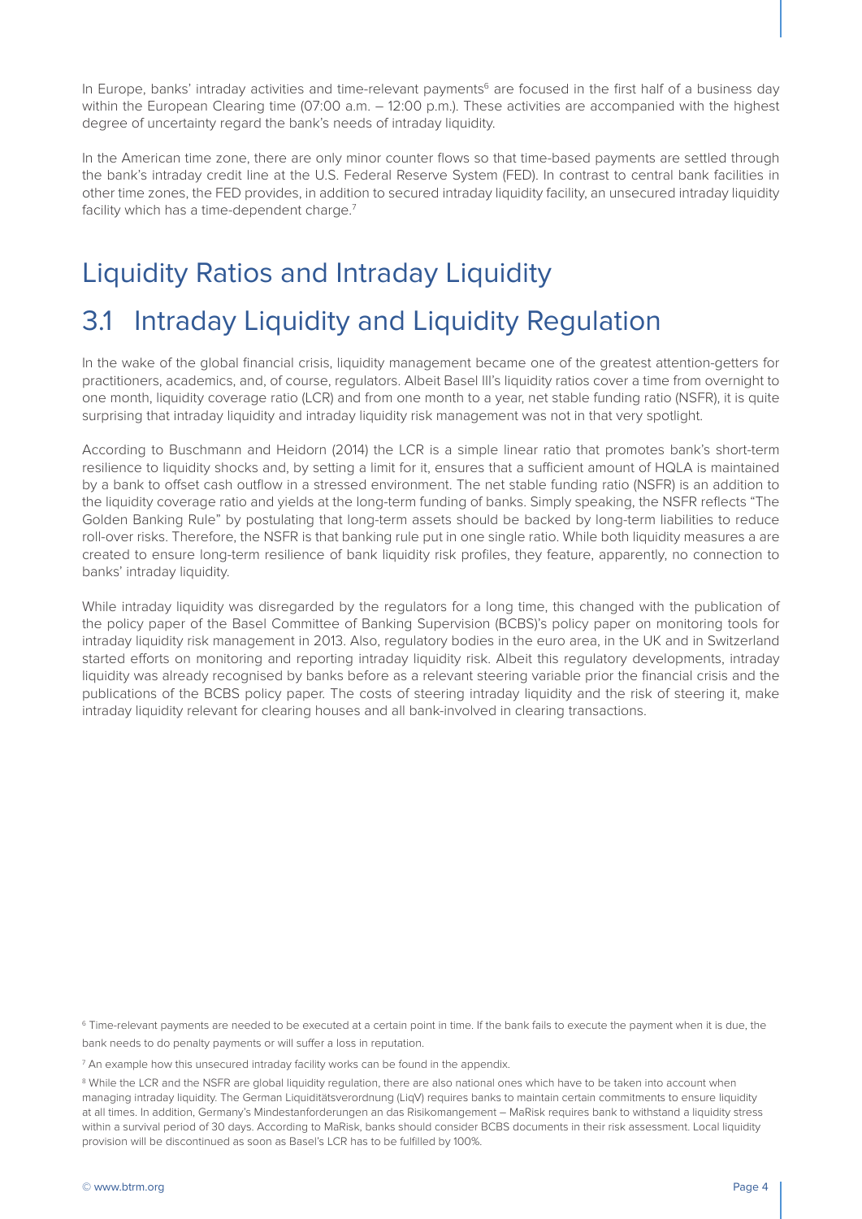In Europe, banks' intraday activities and time-relevant payments[6] are focused in the first half of a business day within the European Clearing time (07:00 a.m. – 12:00 p.m.). These activities are accompanied with the highest degree of uncertainty regard the bank's needs of intraday liquidity.

In the American time zone, there are only minor counter flows so that time-based payments are settled through the bank's intraday credit line at the U.S. Federal Reserve System (FED). In contrast to central bank facilities in other time zones, the FED provides, in addition to secured intraday liquidity facility, an unsecured intraday liquidity facility which has a time-dependent charge.[7]

# Liquidity Ratios and Intraday Liquidity

## 3.1 Intraday Liquidity and Liquidity Regulation

In the wake of the global financial crisis, liquidity management became one of the greatest attention-getters for practitioners, academics, and, of course, regulators. Albeit Basel III's liquidity ratios cover a time from overnight to one month, liquidity coverage ratio (LCR) and from one month to a year, net stable funding ratio (NSFR), it is quite surprising that intraday liquidity and intraday liquidity risk management was not in that very spotlight.

According to Buschmann and Heidorn (2014) the LCR is a simple linear ratio that promotes bank's short-term resilience to liquidity shocks and, by setting a limit for it, ensures that a sufficient amount of HQLA is maintained by a bank to offset cash outflow in a stressed environment. The net stable funding ratio (NSFR) is an addition to the liquidity coverage ratio and yields at the long-term funding of banks. Simply speaking, the NSFR reflects "The Golden Banking Rule" by postulating that long-term assets should be backed by long-term liabilities to reduce roll-over risks. Therefore, the NSFR is that banking rule put in one single ratio. While both liquidity measures a are created to ensure long-term resilience of bank liquidity risk profiles, they feature, apparently, no connection to banks' intraday liquidity.

While intraday liquidity was disregarded by the regulators for a long time, this changed with the publication of the policy paper of the Basel Committee of Banking Supervision (BCBS)'s policy paper on monitoring tools for intraday liquidity risk management in 2013. Also, regulatory bodies in the euro area, in the UK and in Switzerland started efforts on monitoring and reporting intraday liquidity risk. Albeit this regulatory developments, intraday liquidity was already recognised by banks before as a relevant steering variable prior the financial crisis and the publications of the BCBS policy paper. The costs of steering intraday liquidity and the risk of steering it, make intraday liquidity relevant for clearing houses and all bank-involved in clearing transactions.

[6] Time-relevant payments are needed to be executed at a certain point in time. If the bank fails to execute the payment when it is due, the bank needs to do penalty payments or will suffer a loss in reputation.

[7] An example how this unsecured intraday facility works can be found in the appendix.

[8] While the LCR and the NSFR are global liquidity regulation, there are also national ones which have to be taken into account when managing intraday liquidity. The German Liquiditätsverordnung (LiqV) requires banks to maintain certain commitments to ensure liquidity at all times. In addition, Germany's Mindestanforderungen an das Risikomangement – MaRisk requires bank to withstand a liquidity stress within a survival period of 30 days. According to MaRisk, banks should consider BCBS documents in their risk assessment. Local liquidity provision will be discontinued as soon as Basel's LCR has to be fulfilled by 100%.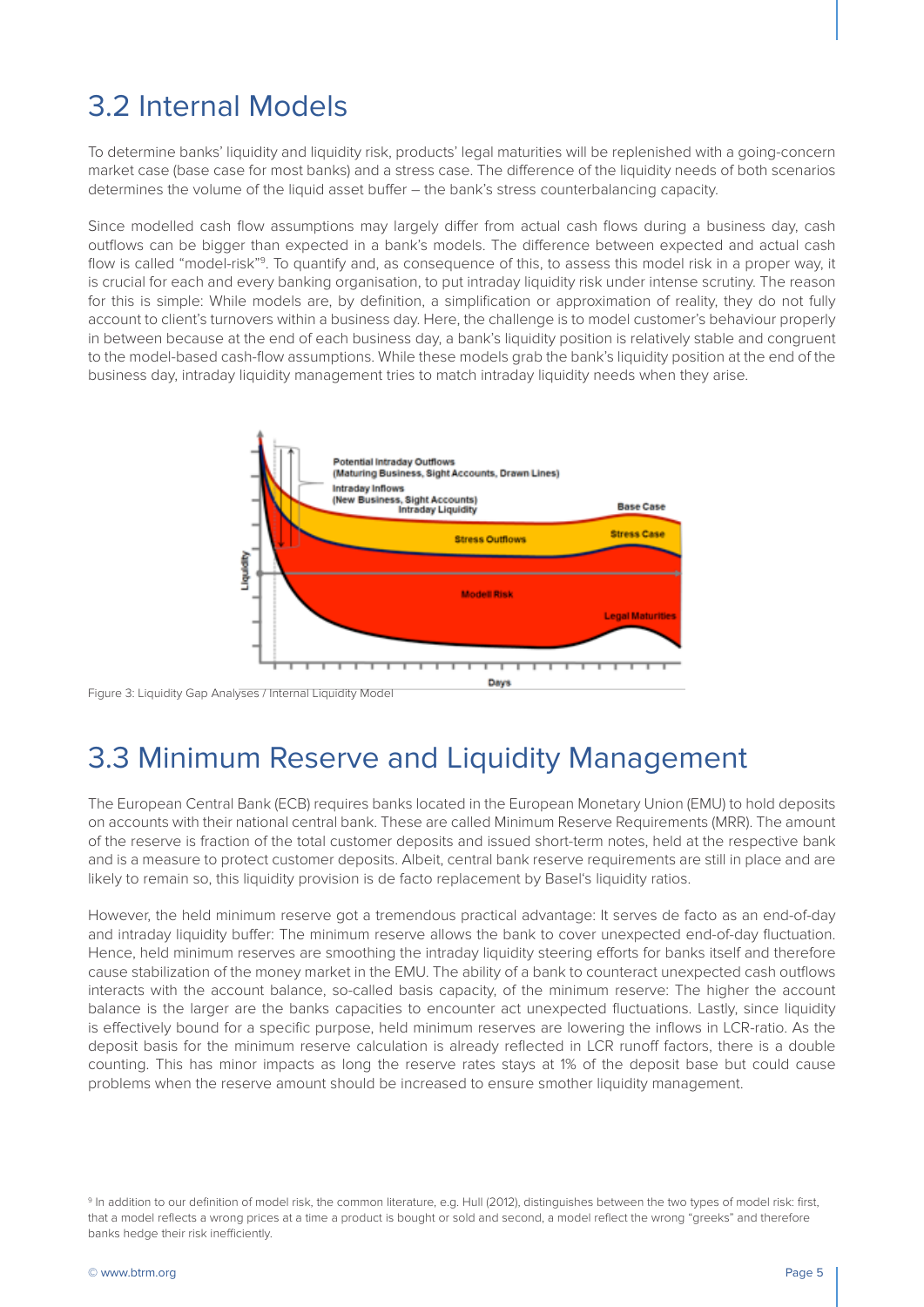## 3.2 Internal Models

To determine banks' liquidity and liquidity risk, products' legal maturities will be replenished with a going-concern market case (base case for most banks) and a stress case. The difference of the liquidity needs of both scenarios determines the volume of the liquid asset buffer – the bank's stress counterbalancing capacity.

Since modelled cash flow assumptions may largely differ from actual cash flows during a business day, cash outflows can be bigger than expected in a bank's models. The difference between expected and actual cash flow is called "model-risk"[9]. To quantify and, as consequence of this, to assess this model risk in a proper way, it is crucial for each and every banking organisation, to put intraday liquidity risk under intense scrutiny. The reason for this is simple: While models are, by definition, a simplification or approximation of reality, they do not fully account to client's turnovers within a business day. Here, the challenge is to model customer's behaviour properly in between because at the end of each business day, a bank's liquidity position is relatively stable and congruent to the model-based cash-flow assumptions. While these models grab the bank's liquidity position at the end of the business day, intraday liquidity management tries to match intraday liquidity needs when they arise.

Figure 3: Liquidity Gap Analyses / Internal Liquidity Model

## 3.3 Minimum Reserve and Liquidity Management

The European Central Bank (ECB) requires banks located in the European Monetary Union (EMU) to hold deposits on accounts with their national central bank. These are called Minimum Reserve Requirements (MRR). The amount of the reserve is fraction of the total customer deposits and issued short-term notes, held at the respective bank and is a measure to protect customer deposits. Albeit, central bank reserve requirements are still in place and are likely to remain so, this liquidity provision is de facto replacement by Basel's liquidity ratios.

However, the held minimum reserve got a tremendous practical advantage: It serves de facto as an end-of-day and intraday liquidity buffer: The minimum reserve allows the bank to cover unexpected end-of-day fluctuation. Hence, held minimum reserves are smoothing the intraday liquidity steering efforts for banks itself and therefore cause stabilization of the money market in the EMU. The ability of a bank to counteract unexpected cash outflows interacts with the account balance, so-called basis capacity, of the minimum reserve: The higher the account balance is the larger are the banks capacities to encounter act unexpected fluctuations. Lastly, since liquidity is effectively bound for a specific purpose, held minimum reserves are lowering the inflows in LCR-ratio. As the deposit basis for the minimum reserve calculation is already reflected in LCR runoff factors, there is a double counting. This has minor impacts as long the reserve rates stays at 1% of the deposit base but could cause problems when the reserve amount should be increased to ensure smother liquidity management.

[9] In addition to our definition of model risk, the common literature, e.g. Hull (2012), distinguishes between the two types of model risk: first, that a model reflects a wrong prices at a time a product is bought or sold and second, a model reflect the wrong "greeks" and therefore banks hedge their risk inefficiently.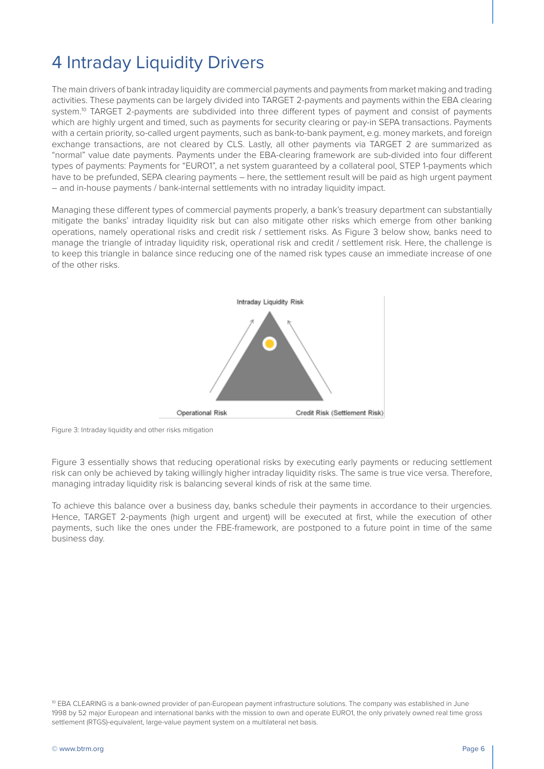# 4 Intraday Liquidity Drivers

The main drivers of bank intraday liquidity are commercial payments and payments from market making and trading activities. These payments can be largely divided into TARGET 2-payments and payments within the EBA clearing system.[10] TARGET 2-payments are subdivided into three different types of payment and consist of payments which are highly urgent and timed, such as payments for security clearing or pay-in SEPA transactions. Payments with a certain priority, so-called urgent payments, such as bank-to-bank payment, e.g. money markets, and foreign exchange transactions, are not cleared by CLS. Lastly, all other payments via TARGET 2 are summarized as "normal" value date payments. Payments under the EBA-clearing framework are sub-divided into four different types of payments: Payments for "EURO1", a net system guaranteed by a collateral pool, STEP 1-payments which have to be prefunded, SEPA clearing payments – here, the settlement result will be paid as high urgent payment – and in-house payments / bank-internal settlements with no intraday liquidity impact.

Managing these different types of commercial payments properly, a bank's treasury department can substantially mitigate the banks' intraday liquidity risk but can also mitigate other risks which emerge from other banking operations, namely operational risks and credit risk / settlement risks. As Figure 3 below show, banks need to manage the triangle of intraday liquidity risk, operational risk and credit / settlement risk. Here, the challenge is to keep this triangle in balance since reducing one of the named risk types cause an immediate increase of one of the other risks.

Intraday Liquidity Risk

Operational Risk

Credit Risk (Settlement Risk)

Figure 3: Intraday liquidity and other risks mitigation

Figure 3 essentially shows that reducing operational risks by executing early payments or reducing settlement risk can only be achieved by taking willingly higher intraday liquidity risks. The same is true vice versa. Therefore, managing intraday liquidity risk is balancing several kinds of risk at the same time.

To achieve this balance over a business day, banks schedule their payments in accordance to their urgencies. Hence, TARGET 2-payments (high urgent and urgent) will be executed at first, while the execution of other payments, such like the ones under the FBE-framework, are postponed to a future point in time of the same business day.

[10] EBA CLEARING is a bank-owned provider of pan-European payment infrastructure solutions. The company was established in June 1998 by 52 major European and international banks with the mission to own and operate EURO1, the only privately owned real time gross settlement (RTGS)-equivalent, large-value payment system on a multilateral net basis.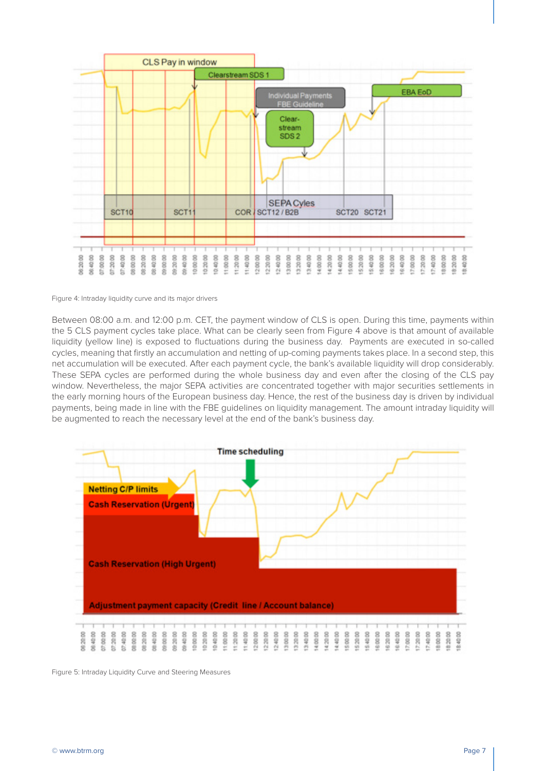Figure 4: Intraday liquidity curve and its major drivers

Between 08:00 a.m. and 12:00 p.m. CET, the payment window of CLS is open. During this time, payments within the 5 CLS payment cycles take place. What can be clearly seen from Figure 4 above is that amount of available liquidity (yellow line) is exposed to fluctuations during the business day. Payments are executed in so-called cycles, meaning that firstly an accumulation and netting of up-coming payments takes place. In a second step, this net accumulation will be executed. After each payment cycle, the bank's available liquidity will drop considerably. These SEPA cycles are performed during the whole business day and even after the closing of the CLS pay window. Nevertheless, the major SEPA activities are concentrated together with major securities settlements in the early morning hours of the European business day. Hence, the rest of the business day is driven by individual payments, being made in line with the FBE guidelines on liquidity management. The amount intraday liquidity will be augmented to reach the necessary level at the end of the bank's business day.

Figure 5: Intraday Liquidity Curve and Steering Measures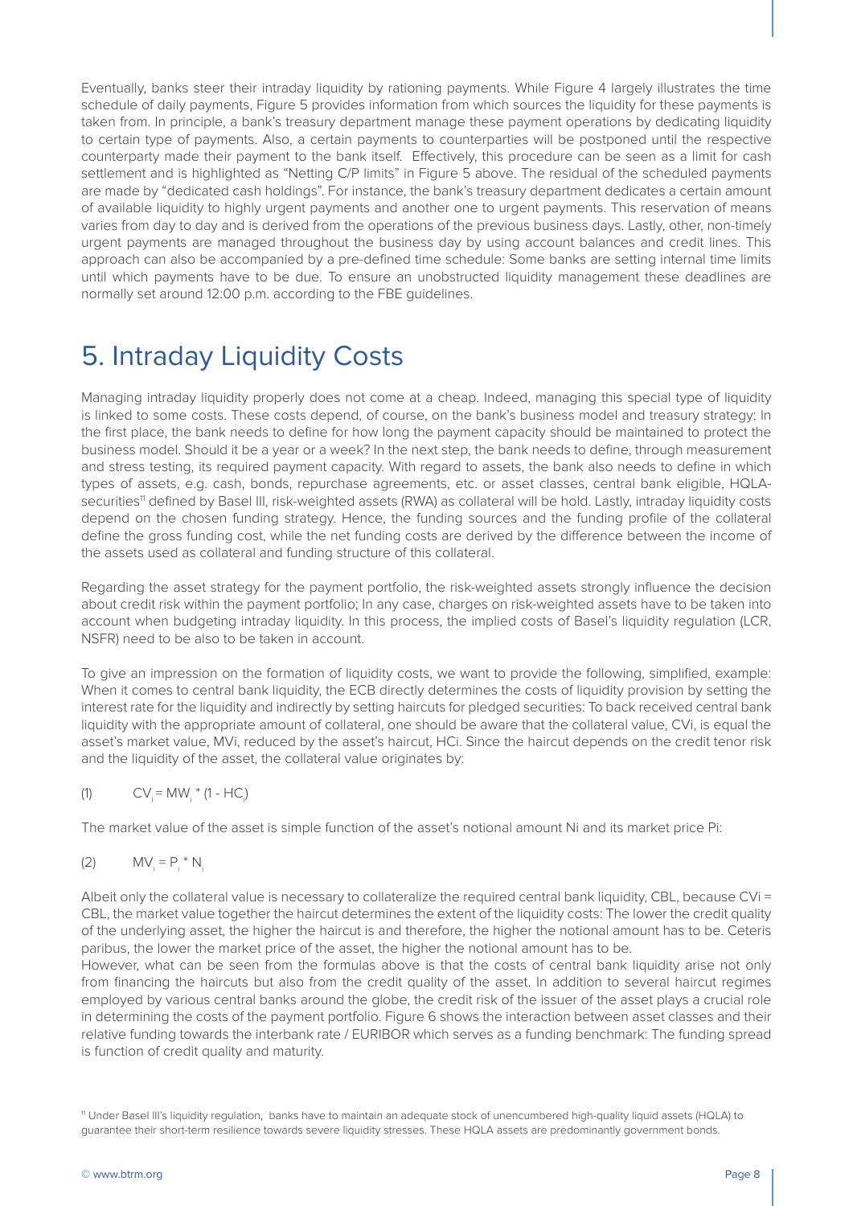Eventually, banks steer their intraday liquidity by rationing payments. While Figure 4 largely illustrates the time schedule of daily payments, Figure 5 provides information from which sources the liquidity for these payments is taken from. In principle, a bank's treasury department manage these payment operations by dedicating liquidity to certain type of payments. Also, a certain payments to counterparties will be postponed until the respective counterparty made their payment to the bank itself. Effectively, this procedure can be seen as a limit for cash settlement and is highlighted as "Netting C/P limits" in Figure 5 above. The residual of the scheduled payments are made by "dedicated cash holdings". For instance, the bank's treasury department dedicates a certain amount of available liquidity to highly urgent payments and another one to urgent payments. This reservation of means varies from day to day and is derived from the operations of the previous business days. Lastly, other, non-timely urgent payments are managed throughout the business day by using account balances and credit lines. This approach can also be accompanied by a pre-defined time schedule: Some banks are setting internal time limits until which payments have to be due. To ensure an unobstructed liquidity management these deadlines are normally set around 12:00 p.m. according to the FBE guidelines.

# 5. Intraday Liquidity Costs

Managing intraday liquidity properly does not come at a cheap. Indeed, managing this special type of liquidity is linked to some costs. These costs depend, of course, on the bank's business model and treasury strategy: In the first place, the bank needs to define for how long the payment capacity should be maintained to protect the business model. Should it be a year or a week? In the next step, the bank needs to define, through measurement and stress testing, its required payment capacity. With regard to assets, the bank also needs to define in which types of assets, e.g. cash, bonds, repurchase agreements, etc. or asset classes, central bank eligible, HQLA-securities[11] defined by Basel III, risk-weighted assets (RWA) as collateral will be hold. Lastly, intraday liquidity costs depend on the chosen funding strategy. Hence, the funding sources and the funding profile of the collateral define the gross funding cost, while the net funding costs are derived by the difference between the income of the assets used as collateral and funding structure of this collateral.

Regarding the asset strategy for the payment portfolio, the risk-weighted assets strongly influence the decision about credit risk within the payment portfolio; In any case, charges on risk-weighted assets have to be taken into account when budgeting intraday liquidity. In this process, the implied costs of Basel's liquidity regulation (LCR, NSFR) need to be also to be taken in account.

To give an impression on the formation of liquidity costs, we want to provide the following, simplified, example: When it comes to central bank liquidity, the ECB directly determines the costs of liquidity provision by setting the interest rate for the liquidity and indirectly by setting haircuts for pledged securities: To back received central bank liquidity with the appropriate amount of collateral, one should be aware that the collateral value, $CV_i$, is equal the asset's market value, $MV_i$, reduced by the asset's haircut, $HC_i$. Since the haircut depends on the credit tenor risk and the liquidity of the asset, the collateral value originates by:

$$CV_i = MW_i * (1 - HC_i) \tag{1}$$

The market value of the asset is simple function of the asset's notional amount $N_i$ and its market price $P_i$:

$$MV_i = P_i * N_i \tag{2}$$

Albeit only the collateral value is necessary to collateralize the required central bank liquidity, CBL, because $CV_i = CBL$, the market value together the haircut determines the extent of the liquidity costs: The lower the credit quality of the underlying asset, the higher the haircut is and therefore, the higher the notional amount has to be. Ceteris paribus, the lower the market price of the asset, the higher the notional amount has to be.

However, what can be seen from the formulas above is that the costs of central bank liquidity arise not only from financing the haircuts but also from the credit quality of the asset. In addition to several haircut regimes employed by various central banks around the globe, the credit risk of the issuer of the asset plays a crucial role in determining the costs of the payment portfolio. Figure 6 shows the interaction between asset classes and their relative funding towards the interbank rate / EURIBOR which serves as a funding benchmark: The funding spread is function of credit quality and maturity.

[11] Under Basel III's liquidity regulation, banks have to maintain an adequate stock of unencumbered high-quality liquid assets (HQLA) to guarantee their short-term resilience towards severe liquidity stresses. These HQLA assets are predominantly government bonds.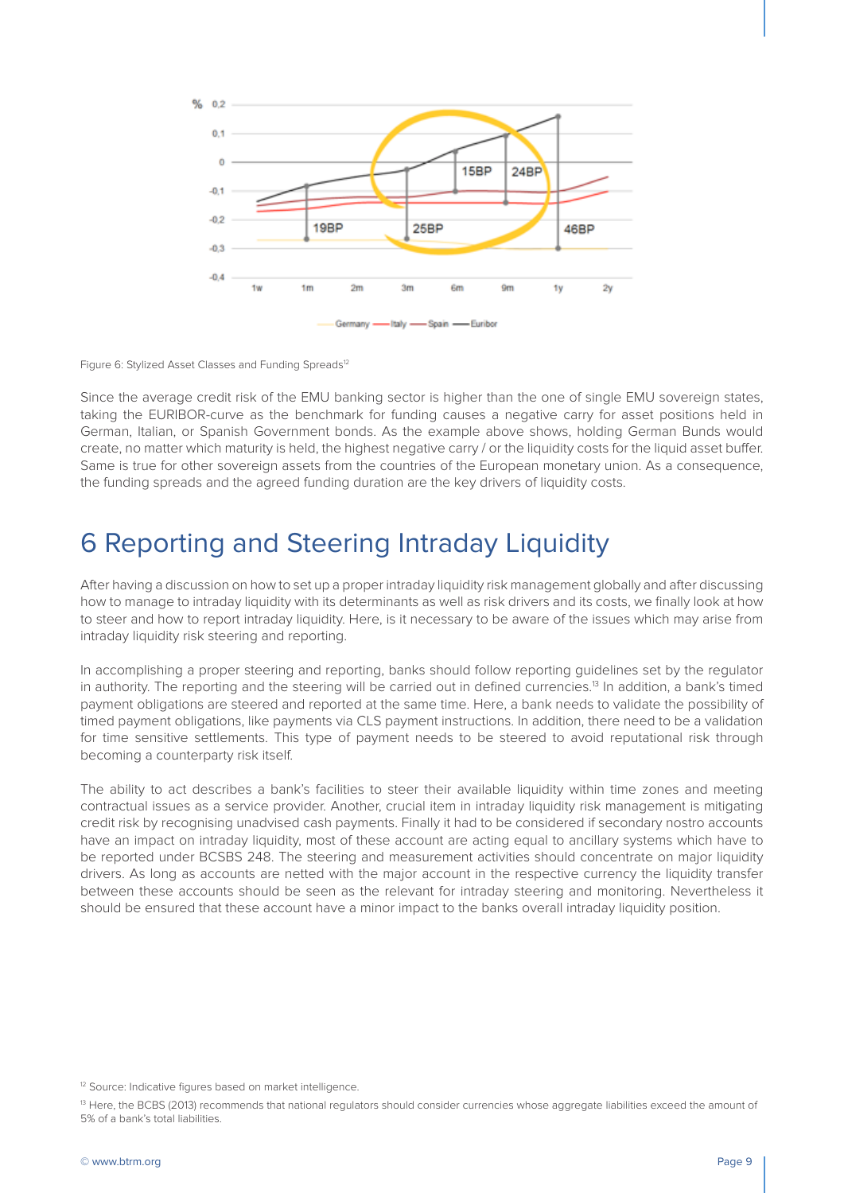Figure 6: Stylized Asset Classes and Funding Spreads[12]

Since the average credit risk of the EMU banking sector is higher than the one of single EMU sovereign states, taking the EURIBOR-curve as the benchmark for funding causes a negative carry for asset positions held in German, Italian, or Spanish Government bonds. As the example above shows, holding German Bunds would create, no matter which maturity is held, the highest negative carry / or the liquidity costs for the liquid asset buffer. Same is true for other sovereign assets from the countries of the European monetary union. As a consequence, the funding spreads and the agreed funding duration are the key drivers of liquidity costs.

# 6 Reporting and Steering Intraday Liquidity

After having a discussion on how to set up a proper intraday liquidity risk management globally and after discussing how to manage to intraday liquidity with its determinants as well as risk drivers and its costs, we finally look at how to steer and how to report intraday liquidity. Here, is it necessary to be aware of the issues which may arise from intraday liquidity risk steering and reporting.

In accomplishing a proper steering and reporting, banks should follow reporting guidelines set by the regulator in authority. The reporting and the steering will be carried out in defined currencies.[13] In addition, a bank's timed payment obligations are steered and reported at the same time. Here, a bank needs to validate the possibility of timed payment obligations, like payments via CLS payment instructions. In addition, there need to be a validation for time sensitive settlements. This type of payment needs to be steered to avoid reputational risk through becoming a counterparty risk itself.

The ability to act describes a bank's facilities to steer their available liquidity within time zones and meeting contractual issues as a service provider. Another, crucial item in intraday liquidity risk management is mitigating credit risk by recognising unadvised cash payments. Finally it had to be considered if secondary nostro accounts have an impact on intraday liquidity, most of these account are acting equal to ancillary systems which have to be reported under BCSBS 248. The steering and measurement activities should concentrate on major liquidity drivers. As long as accounts are netted with the major account in the respective currency the liquidity transfer between these accounts should be seen as the relevant for intraday steering and monitoring. Nevertheless it should be ensured that these account have a minor impact to the banks overall intraday liquidity position.

---

[12] Source: Indicative figures based on market intelligence.

[13] Here, the BCBS (2013) recommends that national regulators should consider currencies whose aggregate liabilities exceed the amount of 5% of a bank's total liabilities.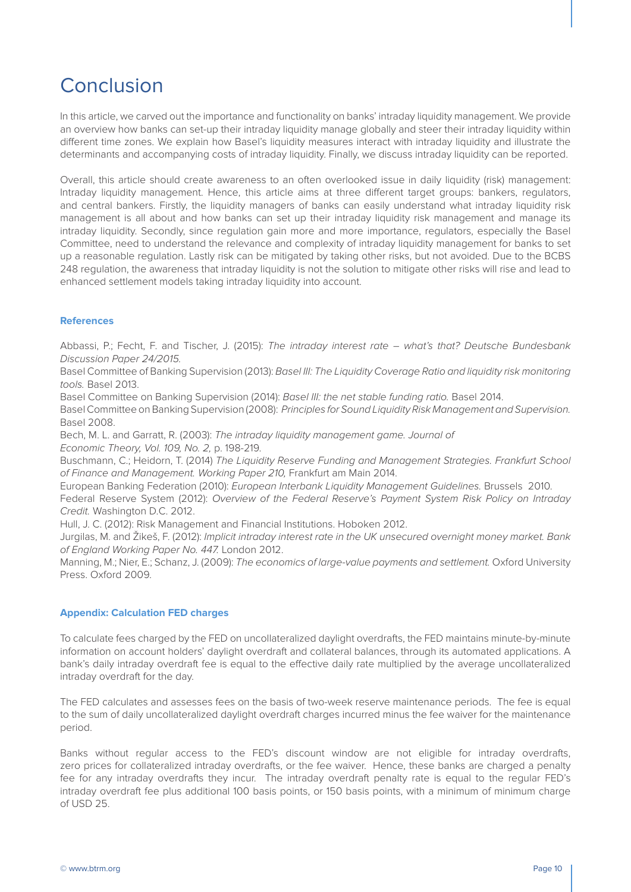# Conclusion

In this article, we carved out the importance and functionality on banks' intraday liquidity management. We provide an overview how banks can set-up their intraday liquidity manage globally and steer their intraday liquidity within different time zones. We explain how Basel's liquidity measures interact with intraday liquidity and illustrate the determinants and accompanying costs of intraday liquidity. Finally, we discuss intraday liquidity can be reported.

Overall, this article should create awareness to an often overlooked issue in daily liquidity (risk) management: Intraday liquidity management. Hence, this article aims at three different target groups: bankers, regulators, and central bankers. Firstly, the liquidity managers of banks can easily understand what intraday liquidity risk management is all about and how banks can set up their intraday liquidity risk management and manage its intraday liquidity. Secondly, since regulation gain more and more importance, regulators, especially the Basel Committee, need to understand the relevance and complexity of intraday liquidity management for banks to set up a reasonable regulation. Lastly risk can be mitigated by taking other risks, but not avoided. Due to the BCBS 248 regulation, the awareness that intraday liquidity is not the solution to mitigate other risks will rise and lead to enhanced settlement models taking intraday liquidity into account.

**References**

Abbassi, P.; Fecht, F. and Tischer, J. (2015): *The intraday interest rate – what's that? Deutsche Bundesbank Discussion Paper 24/2015.*

Basel Committee of Banking Supervision (2013): *Basel III: The Liquidity Coverage Ratio and liquidity risk monitoring tools.* Basel 2013.

Basel Committee on Banking Supervision (2014): *Basel III: the net stable funding ratio.* Basel 2014.

Basel Committee on Banking Supervision (2008): *Principles for Sound Liquidity Risk Management and Supervision.* Basel 2008.

Bech, M. L. and Garratt, R. (2003): *The intraday liquidity management game. Journal of Economic Theory, Vol. 109, No. 2,* p. 198-219.

Buschmann, C.; Heidorn, T. (2014) *The Liquidity Reserve Funding and Management Strategies. Frankfurt School of Finance and Management. Working Paper 210,* Frankfurt am Main 2014.

European Banking Federation (2010): *European Interbank Liquidity Management Guidelines.* Brussels 2010.

Federal Reserve System (2012): *Overview of the Federal Reserve's Payment System Risk Policy on Intraday Credit.* Washington D.C. 2012.

Hull, J. C. (2012): Risk Management and Financial Institutions. Hoboken 2012.

Jurgilas, M. and Žikeš, F. (2012): *Implicit intraday interest rate in the UK unsecured overnight money market. Bank of England Working Paper No. 447.* London 2012.

Manning, M.; Nier, E.; Schanz, J. (2009): *The economics of large-value payments and settlement.* Oxford University Press. Oxford 2009.

**Appendix: Calculation FED charges**

To calculate fees charged by the FED on uncollateralized daylight overdrafts, the FED maintains minute-by-minute information on account holders' daylight overdraft and collateral balances, through its automated applications. A bank's daily intraday overdraft fee is equal to the effective daily rate multiplied by the average uncollateralized intraday overdraft for the day.

The FED calculates and assesses fees on the basis of two-week reserve maintenance periods. The fee is equal to the sum of daily uncollateralized daylight overdraft charges incurred minus the fee waiver for the maintenance period.

Banks without regular access to the FED's discount window are not eligible for intraday overdrafts, zero prices for collateralized intraday overdrafts, or the fee waiver. Hence, these banks are charged a penalty fee for any intraday overdrafts they incur. The intraday overdraft penalty rate is equal to the regular FED's intraday overdraft fee plus additional 100 basis points, or 150 basis points, with a minimum of minimum charge of USD 25.